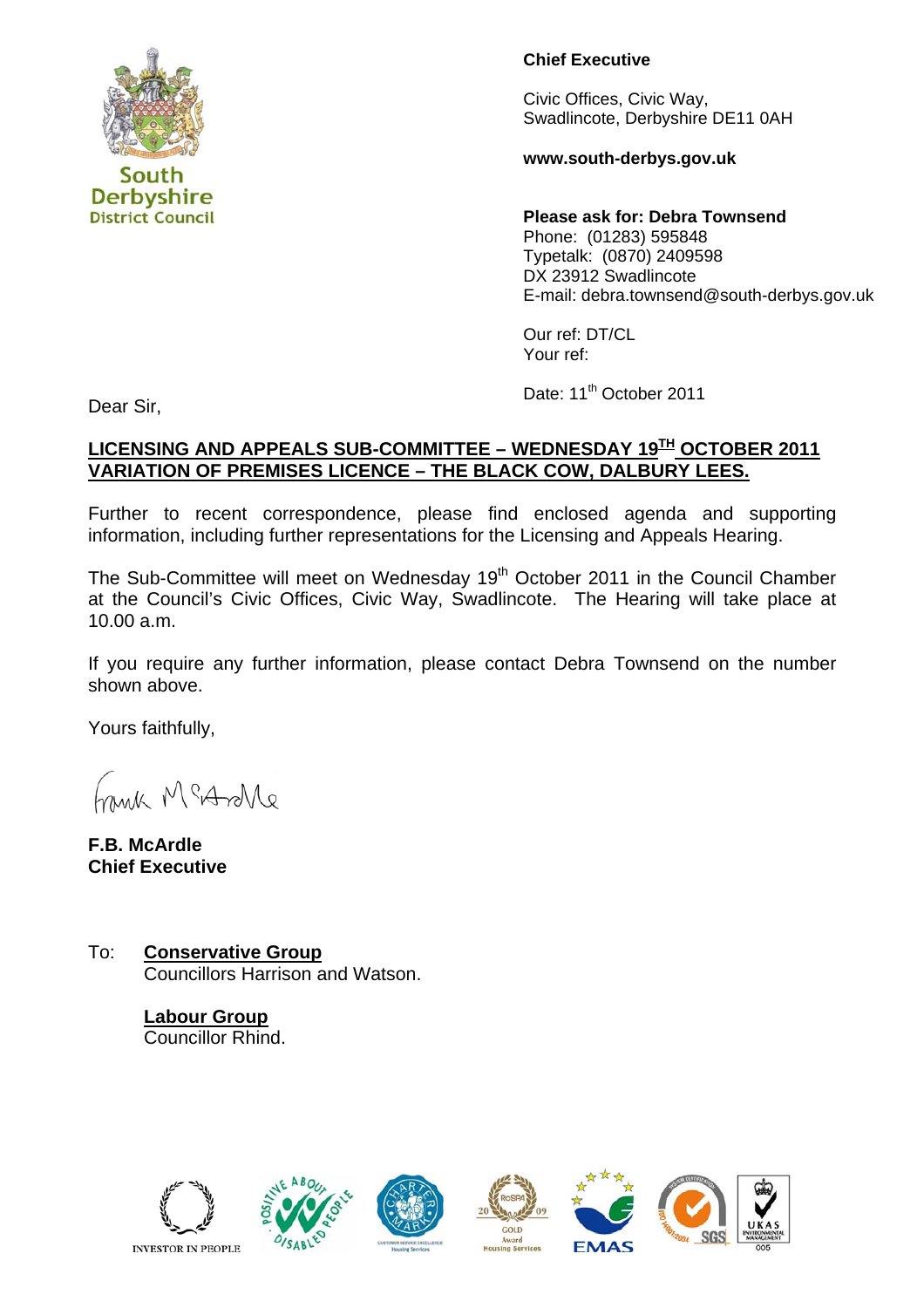South Derbyshire District Council

**Chief Executive**

Civic Offices, Civic Way,
Swadlincote, Derbyshire DE11 0AH

**www.south-derbys.gov.uk**

**Please ask for: Debra Townsend**
Phone: (01283) 595848
Typetalk: (0870) 2409598
DX 23912 Swadlincote
E-mail: debra.townsend@south-derbys.gov.uk

Our ref: DT/CL
Your ref:

Date: 11th October 2011

Dear Sir,

**LICENSING AND APPEALS SUB-COMMITTEE – WEDNESDAY 19TH OCTOBER 2011**
**VARIATION OF PREMISES LICENCE – THE BLACK COW, DALBURY LEES.**

Further to recent correspondence, please find enclosed agenda and supporting information, including further representations for the Licensing and Appeals Hearing.

The Sub-Committee will meet on Wednesday 19th October 2011 in the Council Chamber at the Council's Civic Offices, Civic Way, Swadlincote. The Hearing will take place at 10.00 a.m.

If you require any further information, please contact Debra Townsend on the number shown above.

Yours faithfully,

Frank McArdle

**F.B. McArdle**
**Chief Executive**

To: **Conservative Group**
Councillors Harrison and Watson.

**Labour Group**
Councillor Rhind.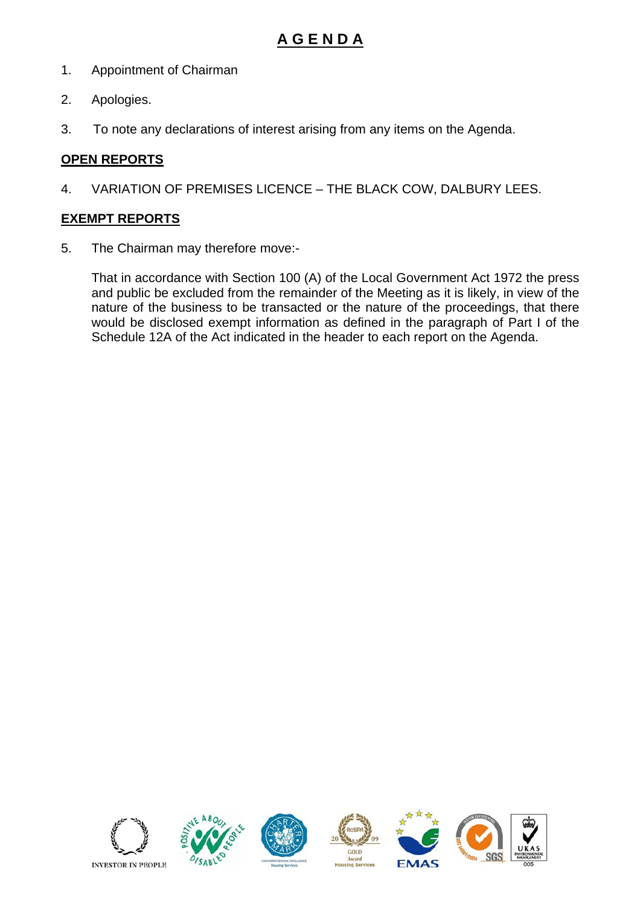# A G E N D A

1. Appointment of Chairman

2. Apologies.

3. To note any declarations of interest arising from any items on the Agenda.

## OPEN REPORTS

4. VARIATION OF PREMISES LICENCE – THE BLACK COW, DALBURY LEES.

## EXEMPT REPORTS

5. The Chairman may therefore move:-

   That in accordance with Section 100 (A) of the Local Government Act 1972 the press and public be excluded from the remainder of the Meeting as it is likely, in view of the nature of the business to be transacted or the nature of the proceedings, that there would be disclosed exempt information as defined in the paragraph of Part I of the Schedule 12A of the Act indicated in the header to each report on the Agenda.